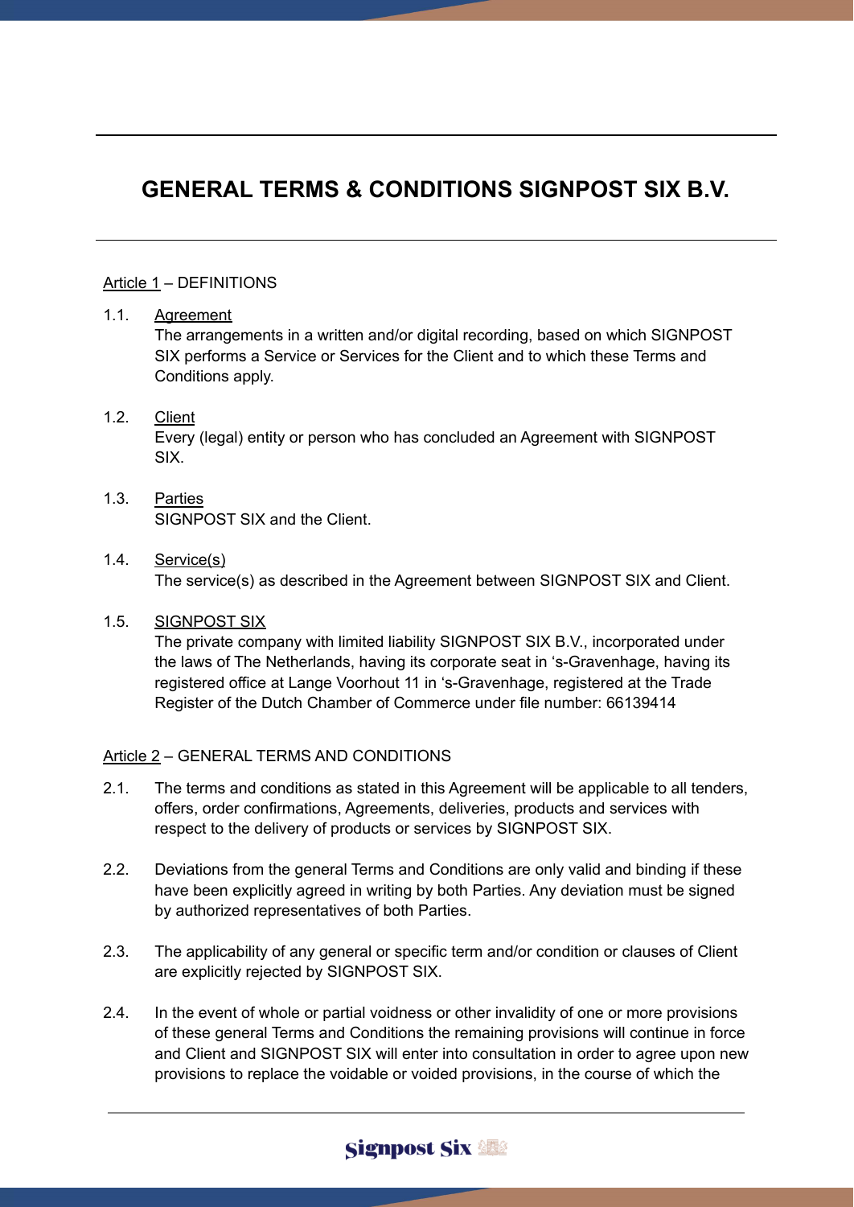# GENERAL TERMS & CONDITIONS SIGNPOST SIX B.V.

Article 1 – DEFINITIONS

1.1. Agreement
The arrangements in a written and/or digital recording, based on which SIGNPOST SIX performs a Service or Services for the Client and to which these Terms and Conditions apply.

1.2. Client
Every (legal) entity or person who has concluded an Agreement with SIGNPOST SIX.

1.3. Parties
SIGNPOST SIX and the Client.

1.4. Service(s)
The service(s) as described in the Agreement between SIGNPOST SIX and Client.

1.5. SIGNPOST SIX
The private company with limited liability SIGNPOST SIX B.V., incorporated under the laws of The Netherlands, having its corporate seat in 's-Gravenhage, having its registered office at Lange Voorhout 11 in 's-Gravenhage, registered at the Trade Register of the Dutch Chamber of Commerce under file number: 66139414

Article 2 – GENERAL TERMS AND CONDITIONS

2.1. The terms and conditions as stated in this Agreement will be applicable to all tenders, offers, order confirmations, Agreements, deliveries, products and services with respect to the delivery of products or services by SIGNPOST SIX.

2.2. Deviations from the general Terms and Conditions are only valid and binding if these have been explicitly agreed in writing by both Parties. Any deviation must be signed by authorized representatives of both Parties.

2.3. The applicability of any general or specific term and/or condition or clauses of Client are explicitly rejected by SIGNPOST SIX.

2.4. In the event of whole or partial voidness or other invalidity of one or more provisions of these general Terms and Conditions the remaining provisions will continue in force and Client and SIGNPOST SIX will enter into consultation in order to agree upon new provisions to replace the voidable or voided provisions, in the course of which the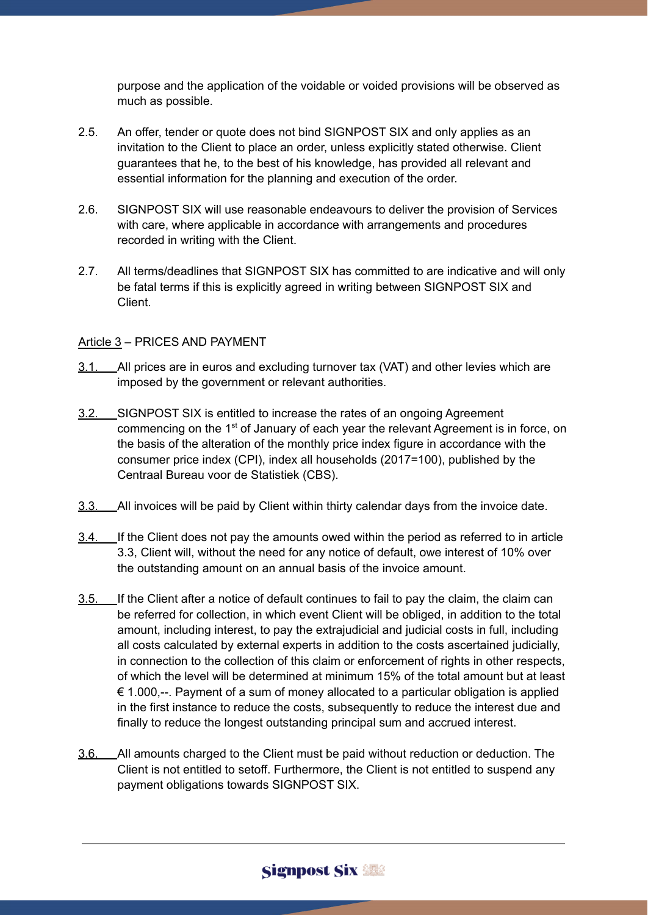purpose and the application of the voidable or voided provisions will be observed as much as possible.

2.5. An offer, tender or quote does not bind SIGNPOST SIX and only applies as an invitation to the Client to place an order, unless explicitly stated otherwise. Client guarantees that he, to the best of his knowledge, has provided all relevant and essential information for the planning and execution of the order.

2.6. SIGNPOST SIX will use reasonable endeavours to deliver the provision of Services with care, where applicable in accordance with arrangements and procedures recorded in writing with the Client.

2.7. All terms/deadlines that SIGNPOST SIX has committed to are indicative and will only be fatal terms if this is explicitly agreed in writing between SIGNPOST SIX and Client.

Article 3 – PRICES AND PAYMENT

3.1. All prices are in euros and excluding turnover tax (VAT) and other levies which are imposed by the government or relevant authorities.

3.2. SIGNPOST SIX is entitled to increase the rates of an ongoing Agreement commencing on the 1st of January of each year the relevant Agreement is in force, on the basis of the alteration of the monthly price index figure in accordance with the consumer price index (CPI), index all households (2017=100), published by the Centraal Bureau voor de Statistiek (CBS).

3.3. All invoices will be paid by Client within thirty calendar days from the invoice date.

3.4. If the Client does not pay the amounts owed within the period as referred to in article 3.3, Client will, without the need for any notice of default, owe interest of 10% over the outstanding amount on an annual basis of the invoice amount.

3.5. If the Client after a notice of default continues to fail to pay the claim, the claim can be referred for collection, in which event Client will be obliged, in addition to the total amount, including interest, to pay the extrajudicial and judicial costs in full, including all costs calculated by external experts in addition to the costs ascertained judicially, in connection to the collection of this claim or enforcement of rights in other respects, of which the level will be determined at minimum 15% of the total amount but at least € 1.000,--. Payment of a sum of money allocated to a particular obligation is applied in the first instance to reduce the costs, subsequently to reduce the interest due and finally to reduce the longest outstanding principal sum and accrued interest.

3.6. All amounts charged to the Client must be paid without reduction or deduction. The Client is not entitled to setoff. Furthermore, the Client is not entitled to suspend any payment obligations towards SIGNPOST SIX.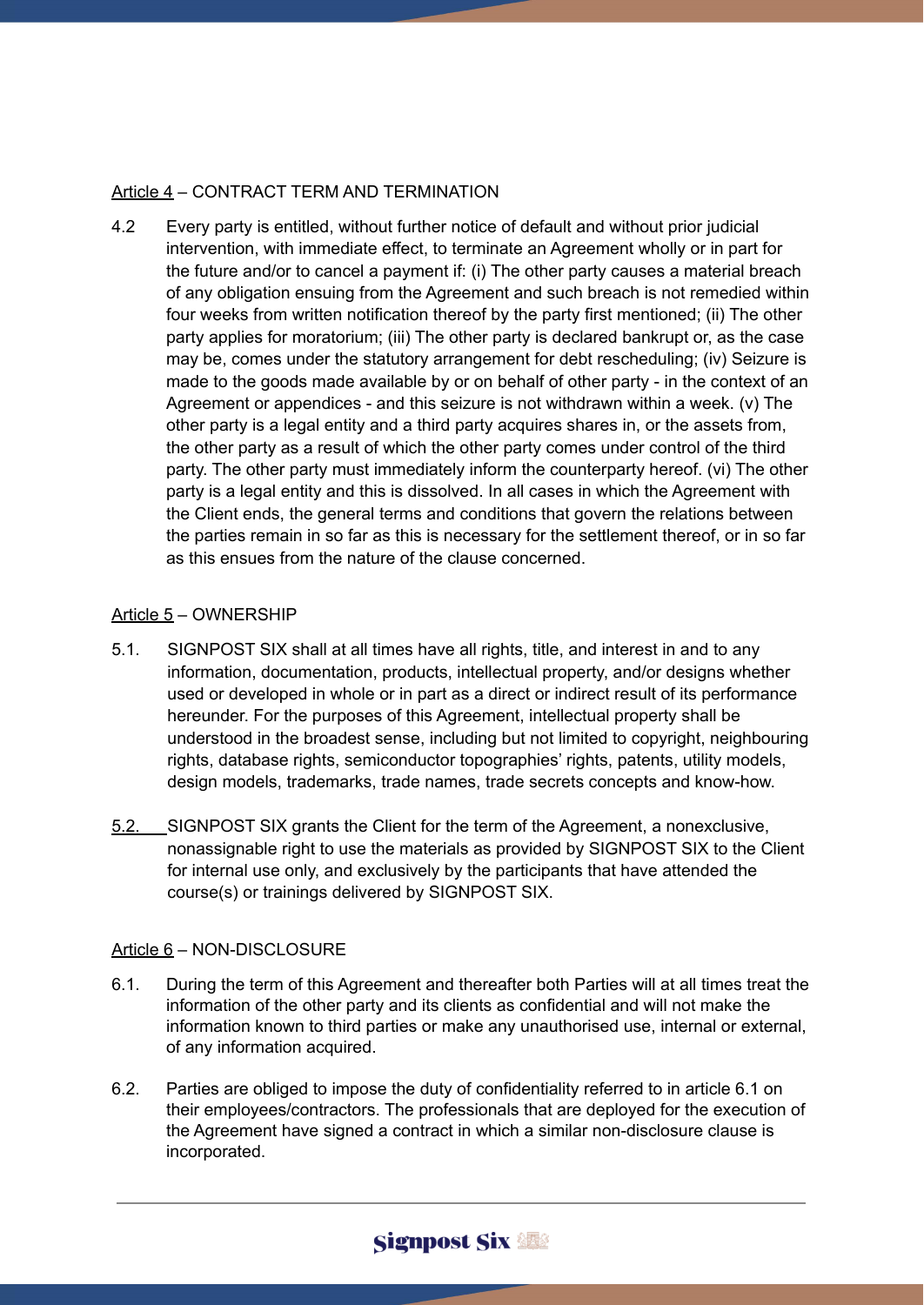Article 4 – CONTRACT TERM AND TERMINATION

4.2 Every party is entitled, without further notice of default and without prior judicial intervention, with immediate effect, to terminate an Agreement wholly or in part for the future and/or to cancel a payment if: (i) The other party causes a material breach of any obligation ensuing from the Agreement and such breach is not remedied within four weeks from written notification thereof by the party first mentioned; (ii) The other party applies for moratorium; (iii) The other party is declared bankrupt or, as the case may be, comes under the statutory arrangement for debt rescheduling; (iv) Seizure is made to the goods made available by or on behalf of other party - in the context of an Agreement or appendices - and this seizure is not withdrawn within a week. (v) The other party is a legal entity and a third party acquires shares in, or the assets from, the other party as a result of which the other party comes under control of the third party. The other party must immediately inform the counterparty hereof. (vi) The other party is a legal entity and this is dissolved. In all cases in which the Agreement with the Client ends, the general terms and conditions that govern the relations between the parties remain in so far as this is necessary for the settlement thereof, or in so far as this ensues from the nature of the clause concerned.

Article 5 – OWNERSHIP

5.1. SIGNPOST SIX shall at all times have all rights, title, and interest in and to any information, documentation, products, intellectual property, and/or designs whether used or developed in whole or in part as a direct or indirect result of its performance hereunder. For the purposes of this Agreement, intellectual property shall be understood in the broadest sense, including but not limited to copyright, neighbouring rights, database rights, semiconductor topographies' rights, patents, utility models, design models, trademarks, trade names, trade secrets concepts and know-how.

5.2. SIGNPOST SIX grants the Client for the term of the Agreement, a nonexclusive, nonassignable right to use the materials as provided by SIGNPOST SIX to the Client for internal use only, and exclusively by the participants that have attended the course(s) or trainings delivered by SIGNPOST SIX.

Article 6 – NON-DISCLOSURE

6.1. During the term of this Agreement and thereafter both Parties will at all times treat the information of the other party and its clients as confidential and will not make the information known to third parties or make any unauthorised use, internal or external, of any information acquired.

6.2. Parties are obliged to impose the duty of confidentiality referred to in article 6.1 on their employees/contractors. The professionals that are deployed for the execution of the Agreement have signed a contract in which a similar non-disclosure clause is incorporated.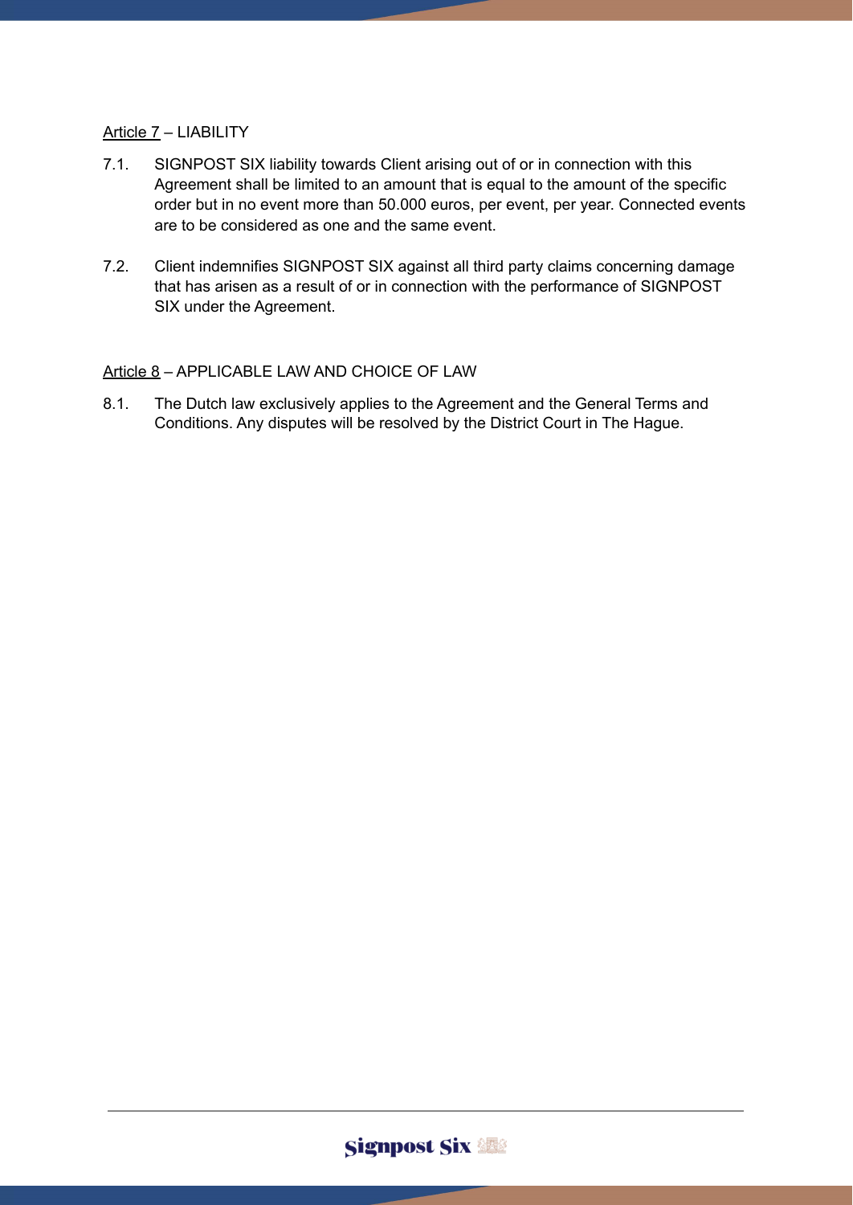<u>Article 7</u> – LIABILITY

7.1. SIGNPOST SIX liability towards Client arising out of or in connection with this Agreement shall be limited to an amount that is equal to the amount of the specific order but in no event more than 50.000 euros, per event, per year. Connected events are to be considered as one and the same event.

7.2. Client indemnifies SIGNPOST SIX against all third party claims concerning damage that has arisen as a result of or in connection with the performance of SIGNPOST SIX under the Agreement.

<u>Article 8</u> – APPLICABLE LAW AND CHOICE OF LAW

8.1. The Dutch law exclusively applies to the Agreement and the General Terms and Conditions. Any disputes will be resolved by the District Court in The Hague.